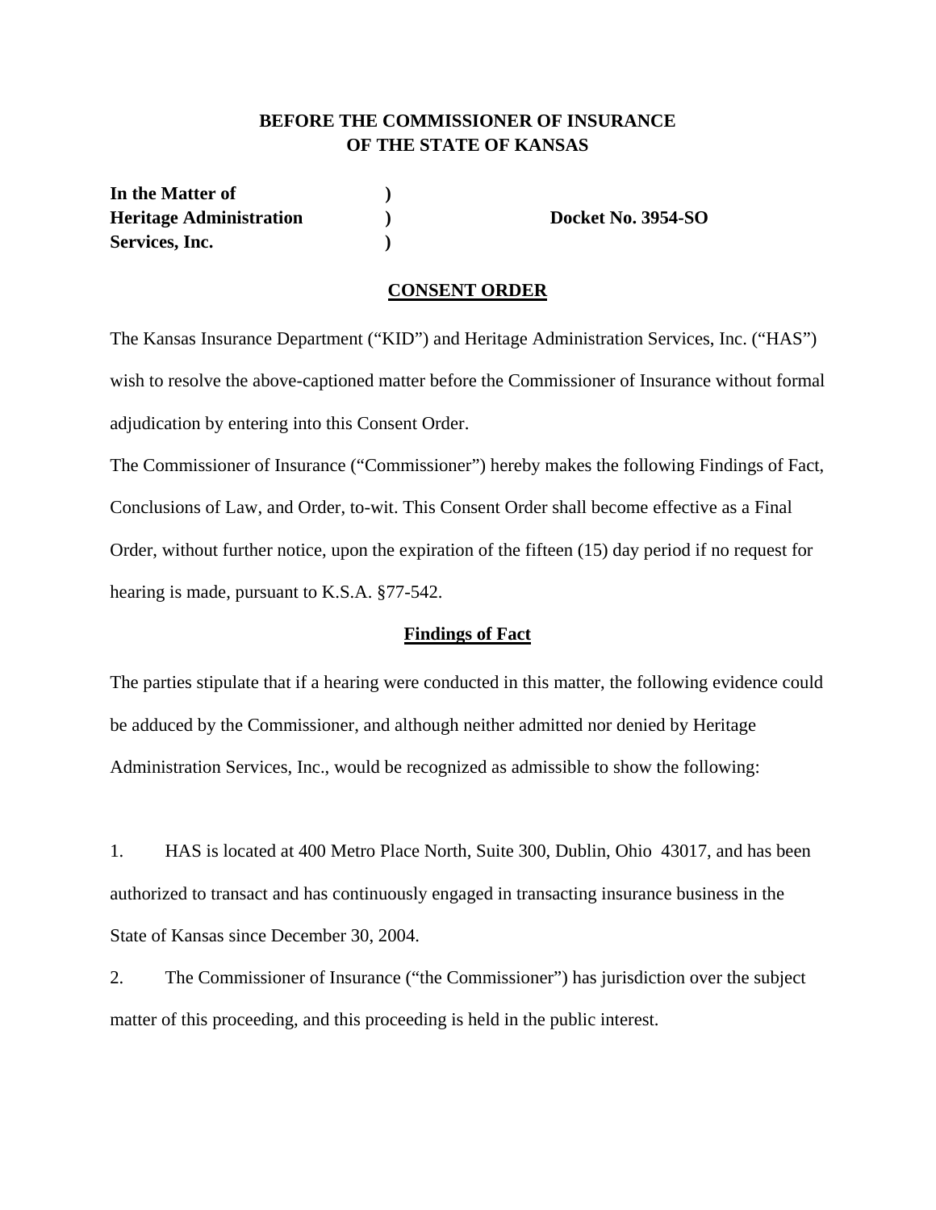**BEFORE THE COMMISSIONER OF INSURANCE**
**OF THE STATE OF KANSAS**

| | | |
|---|---|---|
| **In the Matter of** | **)** | |
| **Heritage Administration** | **)** | **Docket No. 3954-SO** |
| **Services, Inc.** | **)** | |

## CONSENT ORDER

The Kansas Insurance Department ("KID") and Heritage Administration Services, Inc. ("HAS") wish to resolve the above-captioned matter before the Commissioner of Insurance without formal adjudication by entering into this Consent Order.

The Commissioner of Insurance ("Commissioner") hereby makes the following Findings of Fact, Conclusions of Law, and Order, to-wit. This Consent Order shall become effective as a Final Order, without further notice, upon the expiration of the fifteen (15) day period if no request for hearing is made, pursuant to K.S.A. §77-542.

## Findings of Fact

The parties stipulate that if a hearing were conducted in this matter, the following evidence could be adduced by the Commissioner, and although neither admitted nor denied by Heritage Administration Services, Inc., would be recognized as admissible to show the following:

1. HAS is located at 400 Metro Place North, Suite 300, Dublin, Ohio 43017, and has been authorized to transact and has continuously engaged in transacting insurance business in the State of Kansas since December 30, 2004.

2. The Commissioner of Insurance ("the Commissioner") has jurisdiction over the subject matter of this proceeding, and this proceeding is held in the public interest.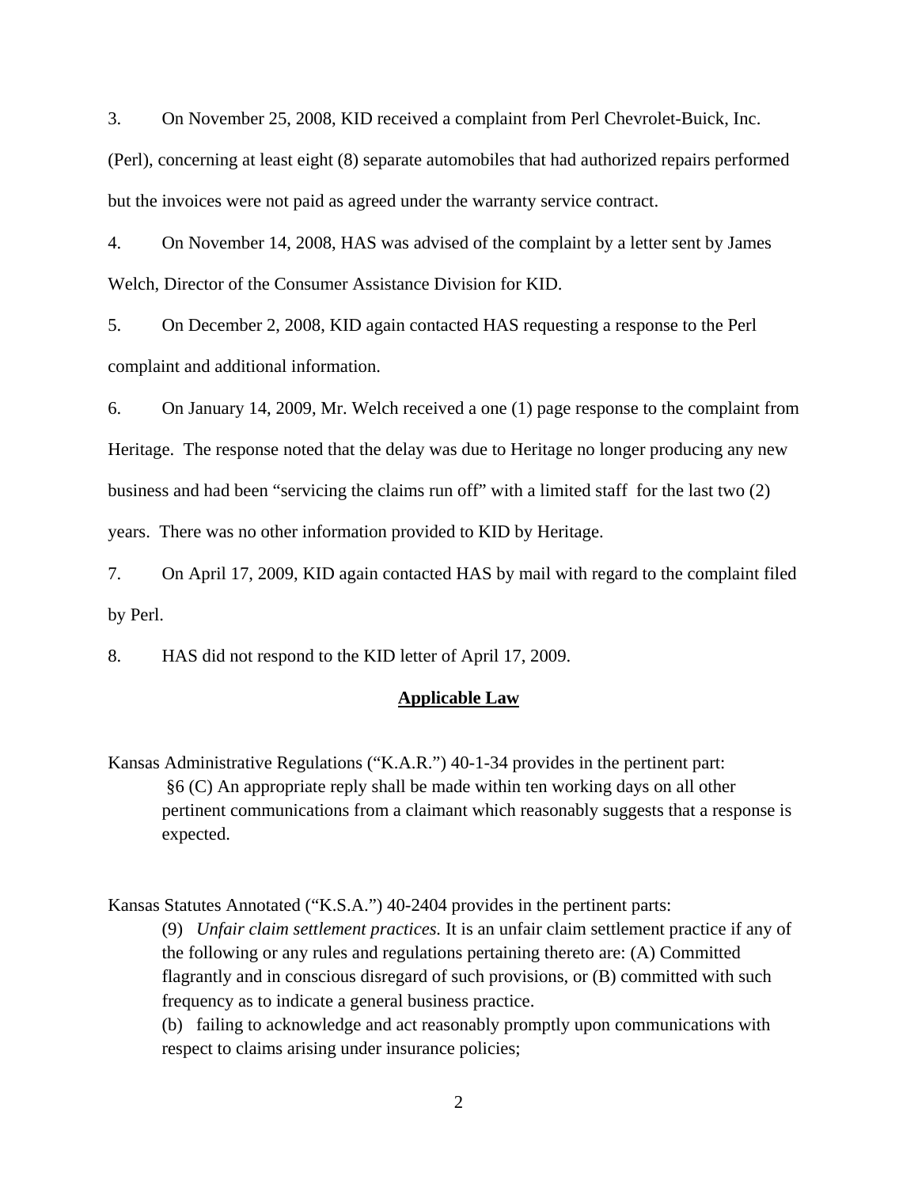3. On November 25, 2008, KID received a complaint from Perl Chevrolet-Buick, Inc. (Perl), concerning at least eight (8) separate automobiles that had authorized repairs performed but the invoices were not paid as agreed under the warranty service contract.

4. On November 14, 2008, HAS was advised of the complaint by a letter sent by James Welch, Director of the Consumer Assistance Division for KID.

5. On December 2, 2008, KID again contacted HAS requesting a response to the Perl complaint and additional information.

6. On January 14, 2009, Mr. Welch received a one (1) page response to the complaint from Heritage. The response noted that the delay was due to Heritage no longer producing any new business and had been "servicing the claims run off" with a limited staff for the last two (2) years. There was no other information provided to KID by Heritage.

7. On April 17, 2009, KID again contacted HAS by mail with regard to the complaint filed by Perl.

8. HAS did not respond to the KID letter of April 17, 2009.

## **Applicable Law**

Kansas Administrative Regulations ("K.A.R.") 40-1-34 provides in the pertinent part:

> §6 (C) An appropriate reply shall be made within ten working days on all other pertinent communications from a claimant which reasonably suggests that a response is expected.

Kansas Statutes Annotated ("K.S.A.") 40-2404 provides in the pertinent parts:

> (9) *Unfair claim settlement practices.* It is an unfair claim settlement practice if any of the following or any rules and regulations pertaining thereto are: (A) Committed flagrantly and in conscious disregard of such provisions, or (B) committed with such frequency as to indicate a general business practice.
>
> (b) failing to acknowledge and act reasonably promptly upon communications with respect to claims arising under insurance policies;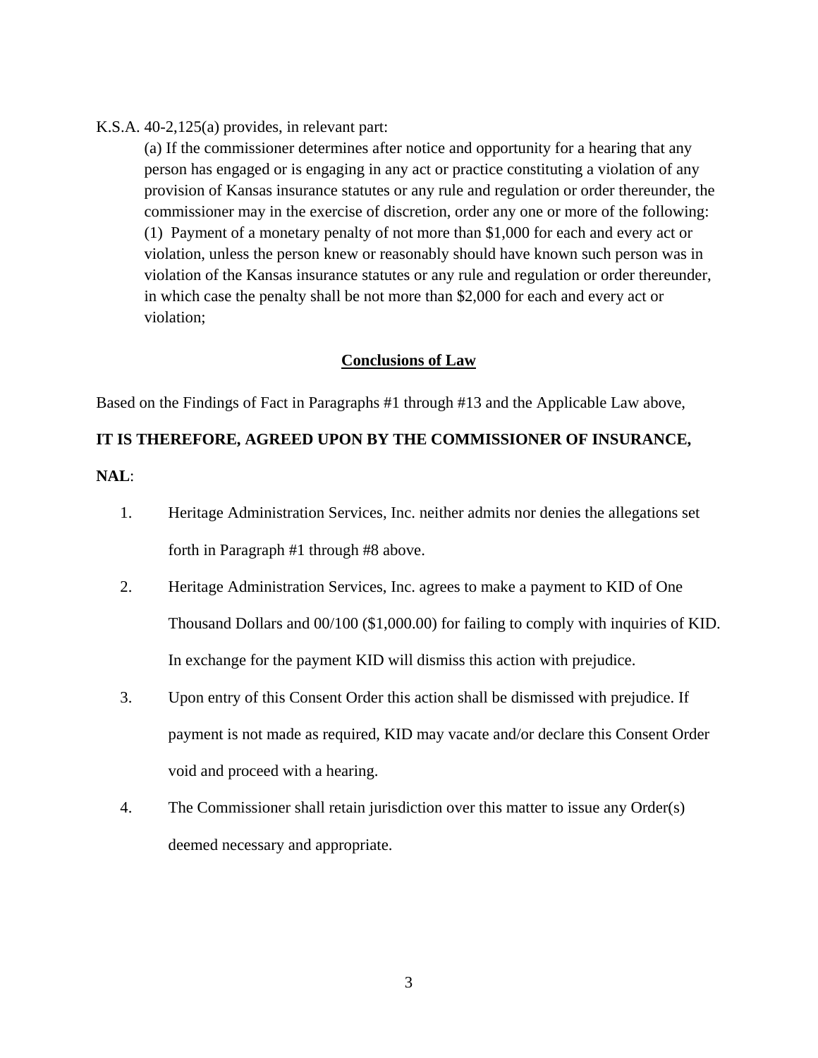K.S.A. 40-2,125(a) provides, in relevant part:

> (a) If the commissioner determines after notice and opportunity for a hearing that any person has engaged or is engaging in any act or practice constituting a violation of any provision of Kansas insurance statutes or any rule and regulation or order thereunder, the commissioner may in the exercise of discretion, order any one or more of the following:
> (1) Payment of a monetary penalty of not more than $1,000 for each and every act or violation, unless the person knew or reasonably should have known such person was in violation of the Kansas insurance statutes or any rule and regulation or order thereunder, in which case the penalty shall be not more than $2,000 for each and every act or violation;

## Conclusions of Law

Based on the Findings of Fact in Paragraphs #1 through #13 and the Applicable Law above,

**IT IS THEREFORE, AGREED UPON BY THE COMMISSIONER OF INSURANCE, NAL**:

1. Heritage Administration Services, Inc. neither admits nor denies the allegations set forth in Paragraph #1 through #8 above.

2. Heritage Administration Services, Inc. agrees to make a payment to KID of One Thousand Dollars and 00/100 ($1,000.00) for failing to comply with inquiries of KID. In exchange for the payment KID will dismiss this action with prejudice.

3. Upon entry of this Consent Order this action shall be dismissed with prejudice. If payment is not made as required, KID may vacate and/or declare this Consent Order void and proceed with a hearing.

4. The Commissioner shall retain jurisdiction over this matter to issue any Order(s) deemed necessary and appropriate.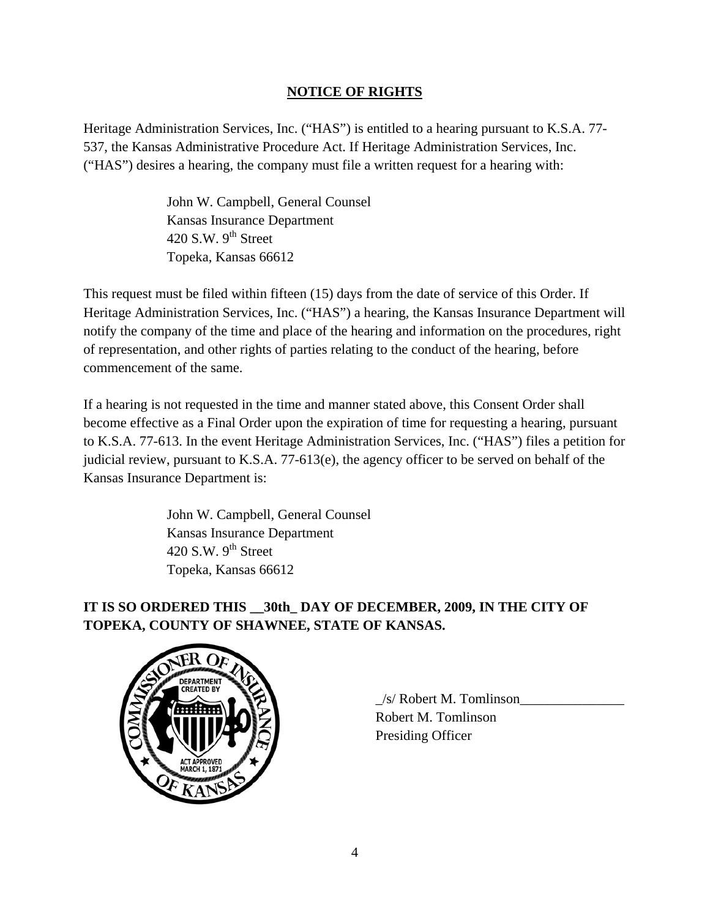## NOTICE OF RIGHTS

Heritage Administration Services, Inc. ("HAS") is entitled to a hearing pursuant to K.S.A. 77-537, the Kansas Administrative Procedure Act. If Heritage Administration Services, Inc. ("HAS") desires a hearing, the company must file a written request for a hearing with:

> John W. Campbell, General Counsel
> Kansas Insurance Department
> 420 S.W. 9th Street
> Topeka, Kansas 66612

This request must be filed within fifteen (15) days from the date of service of this Order. If Heritage Administration Services, Inc. ("HAS") a hearing, the Kansas Insurance Department will notify the company of the time and place of the hearing and information on the procedures, right of representation, and other rights of parties relating to the conduct of the hearing, before commencement of the same.

If a hearing is not requested in the time and manner stated above, this Consent Order shall become effective as a Final Order upon the expiration of time for requesting a hearing, pursuant to K.S.A. 77-613. In the event Heritage Administration Services, Inc. ("HAS") files a petition for judicial review, pursuant to K.S.A. 77-613(e), the agency officer to be served on behalf of the Kansas Insurance Department is:

> John W. Campbell, General Counsel
> Kansas Insurance Department
> 420 S.W. 9th Street
> Topeka, Kansas 66612

**IT IS SO ORDERED THIS __30th_ DAY OF DECEMBER, 2009, IN THE CITY OF TOPEKA, COUNTY OF SHAWNEE, STATE OF KANSAS.**

_/s/ Robert M. Tomlinson_______________
Robert M. Tomlinson
Presiding Officer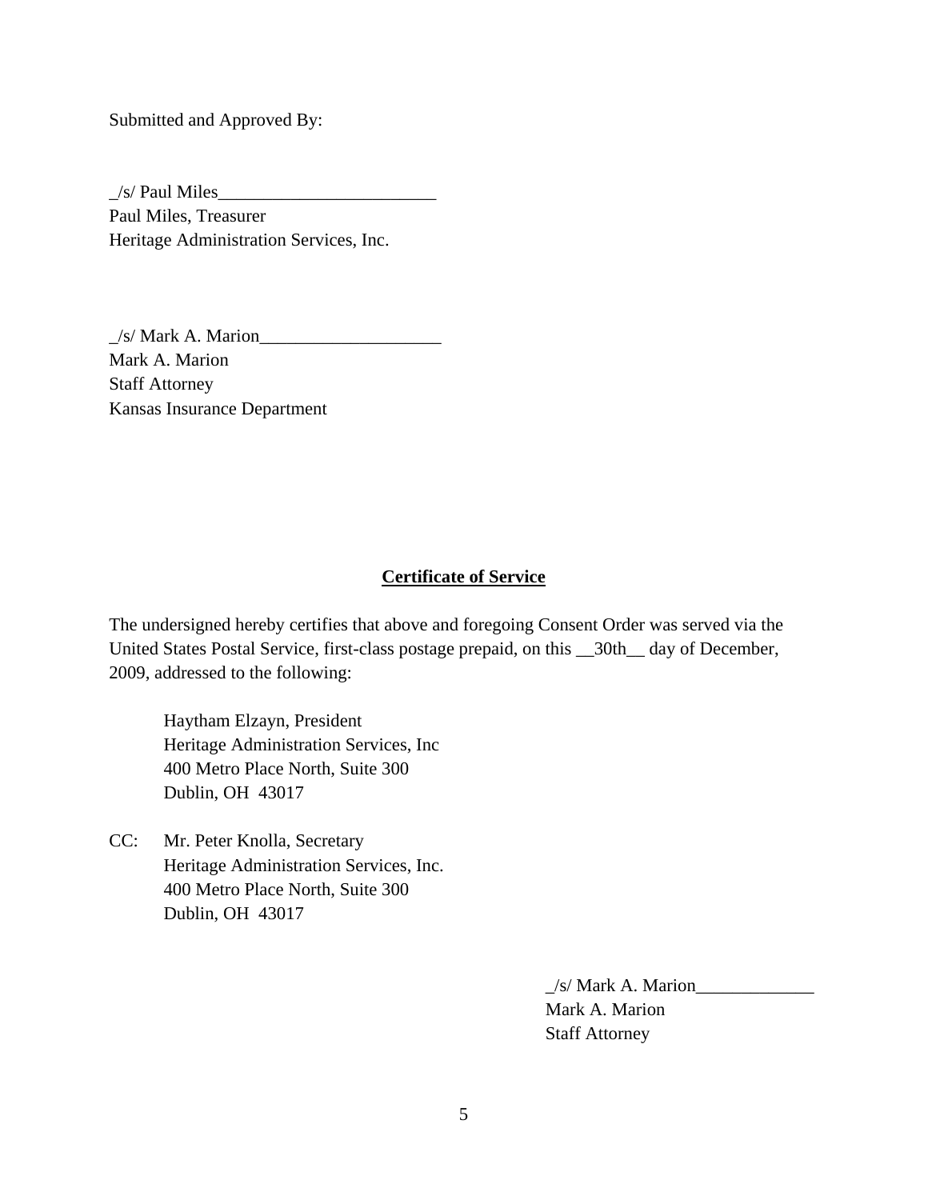Submitted and Approved By:

_/s/ Paul Miles________________________
Paul Miles, Treasurer
Heritage Administration Services, Inc.

_/s/ Mark A. Marion____________________
Mark A. Marion
Staff Attorney
Kansas Insurance Department

**Certificate of Service**

The undersigned hereby certifies that above and foregoing Consent Order was served via the United States Postal Service, first-class postage prepaid, on this __30th__ day of December, 2009, addressed to the following:

Haytham Elzayn, President
Heritage Administration Services, Inc
400 Metro Place North, Suite 300
Dublin, OH 43017

CC: Mr. Peter Knolla, Secretary
Heritage Administration Services, Inc.
400 Metro Place North, Suite 300
Dublin, OH 43017

_/s/ Mark A. Marion_____________
Mark A. Marion
Staff Attorney